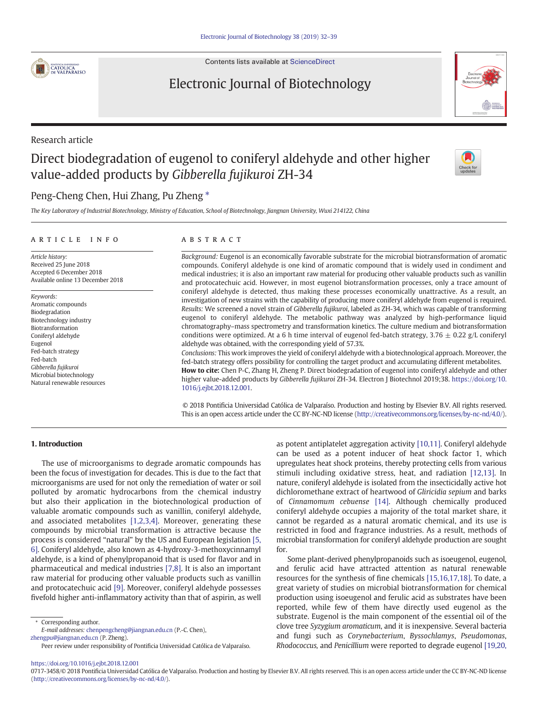Contents lists available at ScienceDirect

Electronic Journal of Biotechnology

Research article

# Direct biodegradation of eugenol to coniferyl aldehyde and other higher value-added products by *Gibberella fujikuroi* ZH-34

Peng-Cheng Chen, Hui Zhang, Pu Zheng *

*The Key Laboratory of Industrial Biotechnology, Ministry of Education, School of Biotechnology, Jiangnan University, Wuxi 214122, China*

## ARTICLE INFO

*Article history:*
Received 25 June 2018
Accepted 6 December 2018
Available online 13 December 2018

*Keywords:*
Aromatic compounds
Biodegradation
Biotechnology industry
Biotransformation
Coniferyl aldehyde
Eugenol
Fed-batch strategy
Fed-batch
*Gibberella fujikuroi*
Microbial biotechnology
Natural renewable resources

## ABSTRACT

*Background:* Eugenol is an economically favorable substrate for the microbial biotransformation of aromatic compounds. Coniferyl aldehyde is one kind of aromatic compound that is widely used in condiment and medical industries; it is also an important raw material for producing other valuable products such as vanillin and protocatechuic acid. However, in most eugenol biotransformation processes, only a trace amount of coniferyl aldehyde is detected, thus making these processes economically unattractive. As a result, an investigation of new strains with the capability of producing more coniferyl aldehyde from eugenol is required.

*Results:* We screened a novel strain of *Gibberella fujikuroi*, labeled as ZH-34, which was capable of transforming eugenol to coniferyl aldehyde. The metabolic pathway was analyzed by high-performance liquid chromatography–mass spectrometry and transformation kinetics. The culture medium and biotransformation conditions were optimized. At a 6 h time interval of eugenol fed-batch strategy, 3.76 ± 0.22 g/L coniferyl aldehyde was obtained, with the corresponding yield of 57.3%.

*Conclusions:* This work improves the yield of coniferyl aldehyde with a biotechnological approach. Moreover, the fed-batch strategy offers possibility for controlling the target product and accumulating different metabolites.

**How to cite:** Chen P-C, Zhang H, Zheng P. Direct biodegradation of eugenol into coniferyl aldehyde and other higher value-added products by *Gibberella fujikuroi* ZH-34. Electron J Biotechnol 2019;38. https://doi.org/10.1016/j.ejbt.2018.12.001.

© 2018 Pontificia Universidad Católica de Valparaíso. Production and hosting by Elsevier B.V. All rights reserved. This is an open access article under the CC BY-NC-ND license (http://creativecommons.org/licenses/by-nc-nd/4.0/).

## 1. Introduction

The use of microorganisms to degrade aromatic compounds has been the focus of investigation for decades. This is due to the fact that microorganisms are used for not only the remediation of water or soil polluted by aromatic hydrocarbons from the chemical industry but also their application in the biotechnological production of valuable aromatic compounds such as vanillin, coniferyl aldehyde, and associated metabolites [1,2,3,4]. Moreover, generating these compounds by microbial transformation is attractive because the process is considered "natural" by the US and European legislation [5,6]. Coniferyl aldehyde, also known as 4-hydroxy-3-methoxycinnamyl aldehyde, is a kind of phenylpropanoid that is used for flavor and in pharmaceutical and medical industries [7,8]. It is also an important raw material for producing other valuable products such as vanillin and protocatechuic acid [9]. Moreover, coniferyl aldehyde possesses fivefold higher anti-inflammatory activity than that of aspirin, as well as potent antiplatelet aggregation activity [10,11]. Coniferyl aldehyde can be used as a potent inducer of heat shock factor 1, which upregulates heat shock proteins, thereby protecting cells from various stimuli including oxidative stress, heat, and radiation [12,13]. In nature, coniferyl aldehyde is isolated from the insecticidally active hot dichloromethane extract of heartwood of *Gliricidia sepium* and barks of *Cinnamomum cebuense* [14]. Although chemically produced coniferyl aldehyde occupies a majority of the total market share, it cannot be regarded as a natural aromatic chemical, and its use is restricted in food and fragrance industries. As a result, methods of microbial transformation for coniferyl aldehyde production are sought for.

Some plant-derived phenylpropanoids such as isoeugenol, eugenol, and ferulic acid have attracted attention as natural renewable resources for the synthesis of fine chemicals [15,16,17,18]. To date, a great variety of studies on microbial biotransformation for chemical production using isoeugenol and ferulic acid as substrates have been reported, while few of them have directly used eugenol as the substrate. Eugenol is the main component of the essential oil of the clove tree *Syzygium aromaticum*, and it is inexpensive. Several bacteria and fungi such as *Corynebacterium*, *Byssochlamys*, *Pseudomonas*, *Rhodococcus*, and *Penicillium* were reported to degrade eugenol [19,20,

\* Corresponding author.
*E-mail addresses:* chenpengcheng@jiangnan.edu.cn (P.-C. Chen), zhengpu@jiangnan.edu.cn (P. Zheng).
Peer review under responsibility of Pontificia Universidad Católica de Valparaíso.

https://doi.org/10.1016/j.ejbt.2018.12.001
0717-3458/© 2018 Pontificia Universidad Católica de Valparaíso. Production and hosting by Elsevier B.V. All rights reserved. This is an open access article under the CC BY-NC-ND license (http://creativecommons.org/licenses/by-nc-nd/4.0/).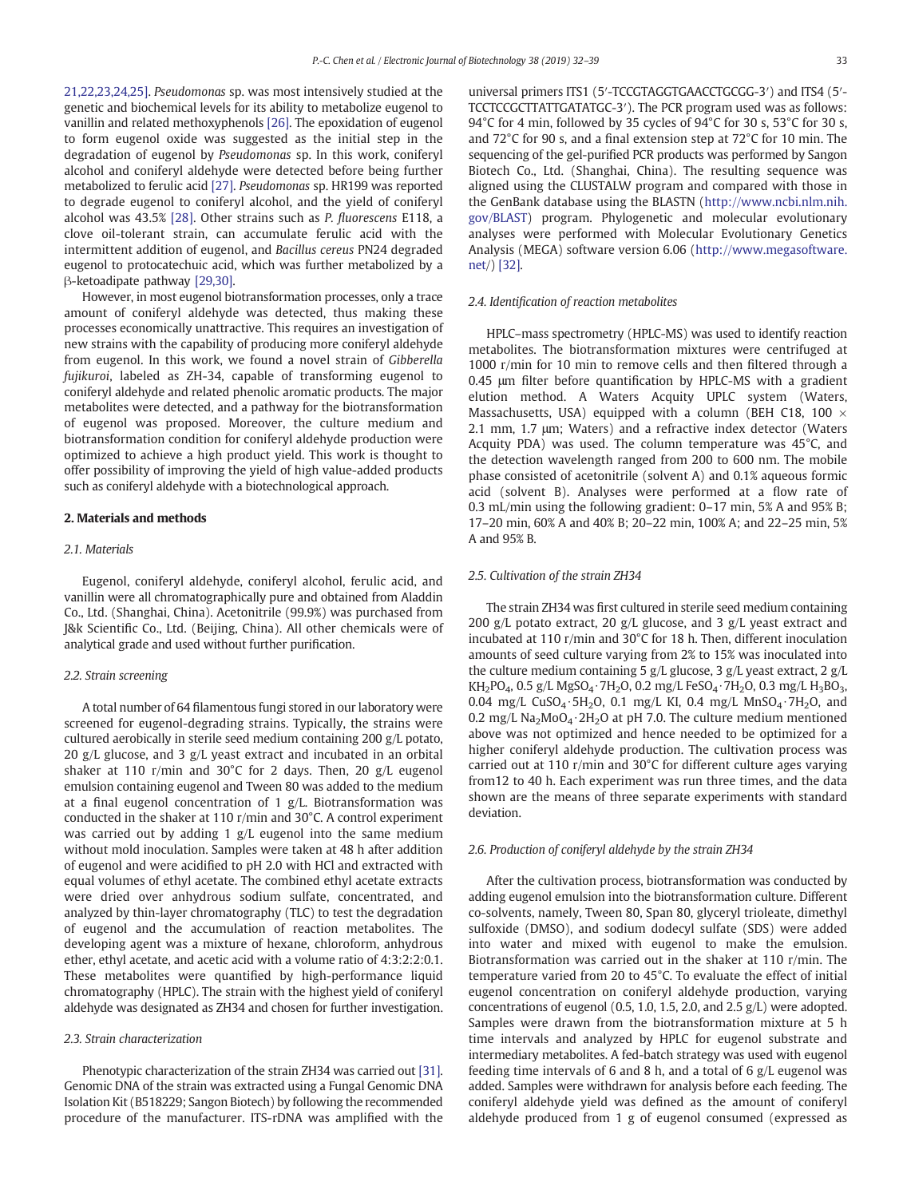21,22,23,24,25]. *Pseudomonas* sp. was most intensively studied at the genetic and biochemical levels for its ability to metabolize eugenol to vanillin and related methoxyphenols [26]. The epoxidation of eugenol to form eugenol oxide was suggested as the initial step in the degradation of eugenol by *Pseudomonas* sp. In this work, coniferyl alcohol and coniferyl aldehyde were detected before being further metabolized to ferulic acid [27]. *Pseudomonas* sp. HR199 was reported to degrade eugenol to coniferyl alcohol, and the yield of coniferyl alcohol was 43.5% [28]. Other strains such as *P. fluorescens* E118, a clove oil-tolerant strain, can accumulate ferulic acid with the intermittent addition of eugenol, and *Bacillus cereus* PN24 degraded eugenol to protocatechuic acid, which was further metabolized by a β-ketoadipate pathway [29,30].

However, in most eugenol biotransformation processes, only a trace amount of coniferyl aldehyde was detected, thus making these processes economically unattractive. This requires an investigation of new strains with the capability of producing more coniferyl aldehyde from eugenol. In this work, we found a novel strain of *Gibberella fujikuroi*, labeled as ZH-34, capable of transforming eugenol to coniferyl aldehyde and related phenolic aromatic products. The major metabolites were detected, and a pathway for the biotransformation of eugenol was proposed. Moreover, the culture medium and biotransformation condition for coniferyl aldehyde production were optimized to achieve a high product yield. This work is thought to offer possibility of improving the yield of high value-added products such as coniferyl aldehyde with a biotechnological approach.

## 2. Materials and methods

### 2.1. Materials

Eugenol, coniferyl aldehyde, coniferyl alcohol, ferulic acid, and vanillin were all chromatographically pure and obtained from Aladdin Co., Ltd. (Shanghai, China). Acetonitrile (99.9%) was purchased from J&k Scientific Co., Ltd. (Beijing, China). All other chemicals were of analytical grade and used without further purification.

### 2.2. Strain screening

A total number of 64 filamentous fungi stored in our laboratory were screened for eugenol-degrading strains. Typically, the strains were cultured aerobically in sterile seed medium containing 200 g/L potato, 20 g/L glucose, and 3 g/L yeast extract and incubated in an orbital shaker at 110 r/min and 30°C for 2 days. Then, 20 g/L eugenol emulsion containing eugenol and Tween 80 was added to the medium at a final eugenol concentration of 1 g/L. Biotransformation was conducted in the shaker at 110 r/min and 30°C. A control experiment was carried out by adding 1 g/L eugenol into the same medium without mold inoculation. Samples were taken at 48 h after addition of eugenol and were acidified to pH 2.0 with HCl and extracted with equal volumes of ethyl acetate. The combined ethyl acetate extracts were dried over anhydrous sodium sulfate, concentrated, and analyzed by thin-layer chromatography (TLC) to test the degradation of eugenol and the accumulation of reaction metabolites. The developing agent was a mixture of hexane, chloroform, anhydrous ether, ethyl acetate, and acetic acid with a volume ratio of 4:3:2:2:0.1. These metabolites were quantified by high-performance liquid chromatography (HPLC). The strain with the highest yield of coniferyl aldehyde was designated as ZH34 and chosen for further investigation.

### 2.3. Strain characterization

Phenotypic characterization of the strain ZH34 was carried out [31]. Genomic DNA of the strain was extracted using a Fungal Genomic DNA Isolation Kit (B518229; Sangon Biotech) by following the recommended procedure of the manufacturer. ITS-rDNA was amplified with the universal primers ITS1 (5′-TCCGTAGGTGAACCTGCGG-3′) and ITS4 (5′-TCCTCCGCTTATTGATATGC-3′). The PCR program used was as follows: 94°C for 4 min, followed by 35 cycles of 94°C for 30 s, 53°C for 30 s, and 72°C for 90 s, and a final extension step at 72°C for 10 min. The sequencing of the gel-purified PCR products was performed by Sangon Biotech Co., Ltd. (Shanghai, China). The resulting sequence was aligned using the CLUSTALW program and compared with those in the GenBank database using the BLASTN (http://www.ncbi.nlm.nih.gov/BLAST) program. Phylogenetic and molecular evolutionary analyses were performed with Molecular Evolutionary Genetics Analysis (MEGA) software version 6.06 (http://www.megasoftware.net/) [32].

### 2.4. Identification of reaction metabolites

HPLC–mass spectrometry (HPLC-MS) was used to identify reaction metabolites. The biotransformation mixtures were centrifuged at 1000 r/min for 10 min to remove cells and then filtered through a 0.45 μm filter before quantification by HPLC-MS with a gradient elution method. A Waters Acquity UPLC system (Waters, Massachusetts, USA) equipped with a column (BEH C18, 100 × 2.1 mm, 1.7 μm; Waters) and a refractive index detector (Waters Acquity PDA) was used. The column temperature was 45°C, and the detection wavelength ranged from 200 to 600 nm. The mobile phase consisted of acetonitrile (solvent A) and 0.1% aqueous formic acid (solvent B). Analyses were performed at a flow rate of 0.3 mL/min using the following gradient: 0–17 min, 5% A and 95% B; 17–20 min, 60% A and 40% B; 20–22 min, 100% A; and 22–25 min, 5% A and 95% B.

### 2.5. Cultivation of the strain ZH34

The strain ZH34 was first cultured in sterile seed medium containing 200 g/L potato extract, 20 g/L glucose, and 3 g/L yeast extract and incubated at 110 r/min and 30°C for 18 h. Then, different inoculation amounts of seed culture varying from 2% to 15% was inoculated into the culture medium containing 5 g/L glucose, 3 g/L yeast extract, 2 g/L $KH_2PO_4$, 0.5 g/L $MgSO_4 \cdot 7H_2O$, 0.2 mg/L $FeSO_4 \cdot 7H_2O$, 0.3 mg/L $H_3BO_3$, 0.04 mg/L $CuSO_4 \cdot 5H_2O$, 0.1 mg/L KI, 0.4 mg/L $MnSO_4 \cdot 7H_2O$, and 0.2 mg/L $Na_2MoO_4 \cdot 2H_2O$ at pH 7.0. The culture medium mentioned above was not optimized and hence needed to be optimized for a higher coniferyl aldehyde production. The cultivation process was carried out at 110 r/min and 30°C for different culture ages varying from12 to 40 h. Each experiment was run three times, and the data shown are the means of three separate experiments with standard deviation.

### 2.6. Production of coniferyl aldehyde by the strain ZH34

After the cultivation process, biotransformation was conducted by adding eugenol emulsion into the biotransformation culture. Different co-solvents, namely, Tween 80, Span 80, glyceryl trioleate, dimethyl sulfoxide (DMSO), and sodium dodecyl sulfate (SDS) were added into water and mixed with eugenol to make the emulsion. Biotransformation was carried out in the shaker at 110 r/min. The temperature varied from 20 to 45°C. To evaluate the effect of initial eugenol concentration on coniferyl aldehyde production, varying concentrations of eugenol (0.5, 1.0, 1.5, 2.0, and 2.5 g/L) were adopted. Samples were drawn from the biotransformation mixture at 5 h time intervals and analyzed by HPLC for eugenol substrate and intermediary metabolites. A fed-batch strategy was used with eugenol feeding time intervals of 6 and 8 h, and a total of 6 g/L eugenol was added. Samples were withdrawn for analysis before each feeding. The coniferyl aldehyde yield was defined as the amount of coniferyl aldehyde produced from 1 g of eugenol consumed (expressed as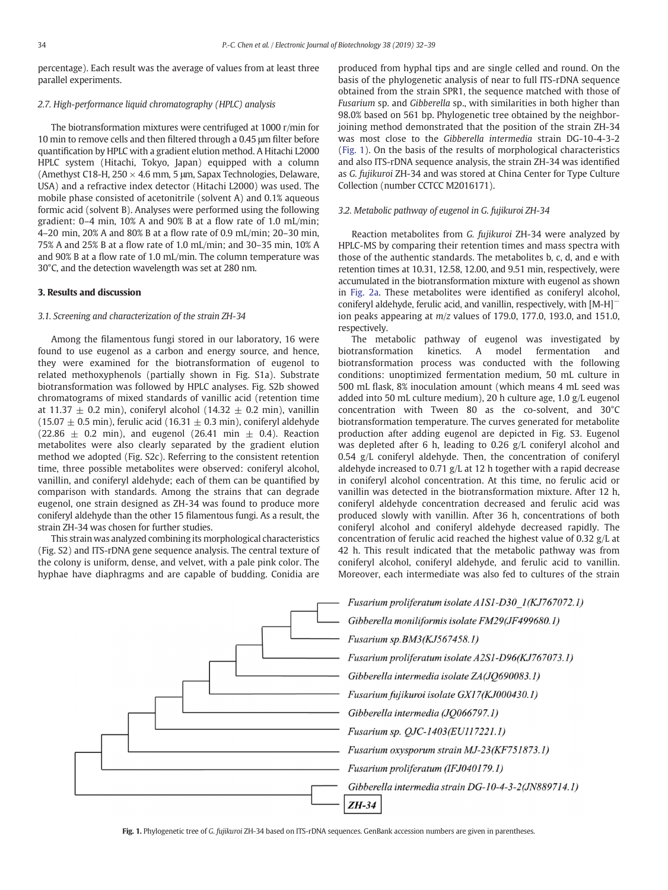percentage). Each result was the average of values from at least three parallel experiments.

### 2.7. High-performance liquid chromatography (HPLC) analysis

The biotransformation mixtures were centrifuged at 1000 r/min for 10 min to remove cells and then filtered through a 0.45 μm filter before quantification by HPLC with a gradient elution method. A Hitachi L2000 HPLC system (Hitachi, Tokyo, Japan) equipped with a column (Amethyst C18-H, 250 × 4.6 mm, 5 μm, Sapax Technologies, Delaware, USA) and a refractive index detector (Hitachi L2000) was used. The mobile phase consisted of acetonitrile (solvent A) and 0.1% aqueous formic acid (solvent B). Analyses were performed using the following gradient: 0–4 min, 10% A and 90% B at a flow rate of 1.0 mL/min; 4–20 min, 20% A and 80% B at a flow rate of 0.9 mL/min; 20–30 min, 75% A and 25% B at a flow rate of 1.0 mL/min; and 30–35 min, 10% A and 90% B at a flow rate of 1.0 mL/min. The column temperature was 30°C, and the detection wavelength was set at 280 nm.

## 3. Results and discussion

### 3.1. Screening and characterization of the strain ZH-34

Among the filamentous fungi stored in our laboratory, 16 were found to use eugenol as a carbon and energy source, and hence, they were examined for the biotransformation of eugenol to related methoxyphenols (partially shown in Fig. S1a). Substrate biotransformation was followed by HPLC analyses. Fig. S2b showed chromatograms of mixed standards of vanillic acid (retention time at 11.37 ± 0.2 min), coniferyl alcohol (14.32 ± 0.2 min), vanillin (15.07 ± 0.5 min), ferulic acid (16.31 ± 0.3 min), coniferyl aldehyde (22.86 ± 0.2 min), and eugenol (26.41 min ± 0.4). Reaction metabolites were also clearly separated by the gradient elution method we adopted (Fig. S2c). Referring to the consistent retention time, three possible metabolites were observed: coniferyl alcohol, vanillin, and coniferyl aldehyde; each of them can be quantified by comparison with standards. Among the strains that can degrade eugenol, one strain designed as ZH-34 was found to produce more coniferyl aldehyde than the other 15 filamentous fungi. As a result, the strain ZH-34 was chosen for further studies.

This strain was analyzed combining its morphological characteristics (Fig. S2) and ITS-rDNA gene sequence analysis. The central texture of the colony is uniform, dense, and velvet, with a pale pink color. The hyphae have diaphragms and are capable of budding. Conidia are produced from hyphal tips and are single celled and round. On the basis of the phylogenetic analysis of near to full ITS-rDNA sequence obtained from the strain SPR1, the sequence matched with those of *Fusarium* sp. and *Gibberella* sp., with similarities in both higher than 98.0% based on 561 bp. Phylogenetic tree obtained by the neighbor-joining method demonstrated that the position of the strain ZH-34 was most close to the *Gibberella intermedia* strain DG-10-4-3-2 (Fig. 1). On the basis of the results of morphological characteristics and also ITS-rDNA sequence analysis, the strain ZH-34 was identified as *G. fujikuroi* ZH-34 and was stored at China Center for Type Culture Collection (number CCTCC M2016171).

### 3.2. Metabolic pathway of eugenol in G. fujikuroi ZH-34

Reaction metabolites from *G. fujikuroi* ZH-34 were analyzed by HPLC-MS by comparing their retention times and mass spectra with those of the authentic standards. The metabolites b, c, d, and e with retention times at 10.31, 12.58, 12.00, and 9.51 min, respectively, were accumulated in the biotransformation mixture with eugenol as shown in Fig. 2a. These metabolites were identified as coniferyl alcohol, coniferyl aldehyde, ferulic acid, and vanillin, respectively, with $[M\text{-}H]^-$ ion peaks appearing at *m/z* values of 179.0, 177.0, 193.0, and 151.0, respectively.

The metabolic pathway of eugenol was investigated by biotransformation kinetics. A model fermentation and biotransformation process was conducted with the following conditions: unoptimized fermentation medium, 50 mL culture in 500 mL flask, 8% inoculation amount (which means 4 mL seed was added into 50 mL culture medium), 20 h culture age, 1.0 g/L eugenol concentration with Tween 80 as the co-solvent, and 30°C biotransformation temperature. The curves generated for metabolite production after adding eugenol are depicted in Fig. S3. Eugenol was depleted after 6 h, leading to 0.26 g/L coniferyl alcohol and 0.54 g/L coniferyl aldehyde. Then, the concentration of coniferyl aldehyde increased to 0.71 g/L at 12 h together with a rapid decrease in coniferyl alcohol concentration. At this time, no ferulic acid or vanillin was detected in the biotransformation mixture. After 12 h, coniferyl aldehyde concentration decreased and ferulic acid was produced slowly with vanillin. After 36 h, concentrations of both coniferyl alcohol and coniferyl aldehyde decreased rapidly. The concentration of ferulic acid reached the highest value of 0.32 g/L at 42 h. This result indicated that the metabolic pathway was from coniferyl alcohol, coniferyl aldehyde, and ferulic acid to vanillin. Moreover, each intermediate was also fed to cultures of the strain

**Fig. 1.** Phylogenetic tree of *G. fujikuroi* ZH-34 based on ITS-rDNA sequences. GenBank accession numbers are given in parentheses.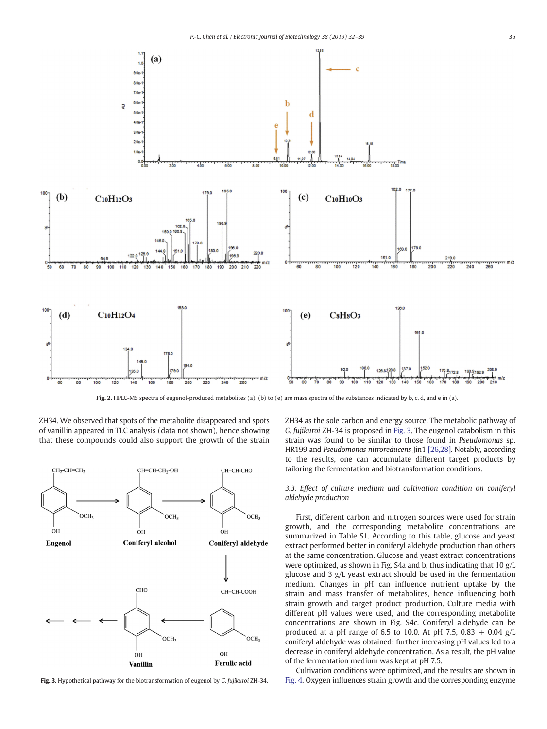Fig. 2. HPLC-MS spectra of eugenol-produced metabolites (a). (b) to (e) are mass spectra of the substances indicated by b, c, d, and e in (a).

ZH34. We observed that spots of the metabolite disappeared and spots of vanillin appeared in TLC analysis (data not shown), hence showing that these compounds could also support the growth of the strain ZH34 as the sole carbon and energy source. The metabolic pathway of *G. fujikuroi* ZH-34 is proposed in Fig. 3. The eugenol catabolism in this strain was found to be similar to those found in *Pseudomonas* sp. HR199 and *Pseudomonas nitroreducens* Jin1 [26,28]. Notably, according to the results, one can accumulate different target products by tailoring the fermentation and biotransformation conditions.

Fig. 3. Hypothetical pathway for the biotransformation of eugenol by *G. fujikuroi* ZH-34.

### 3.3. Effect of culture medium and cultivation condition on coniferyl aldehyde production

First, different carbon and nitrogen sources were used for strain growth, and the corresponding metabolite concentrations are summarized in Table S1. According to this table, glucose and yeast extract performed better in coniferyl aldehyde production than others at the same concentration. Glucose and yeast extract concentrations were optimized, as shown in Fig. S4a and b, thus indicating that 10 g/L glucose and 3 g/L yeast extract should be used in the fermentation medium. Changes in pH can influence nutrient uptake by the strain and mass transfer of metabolites, hence influencing both strain growth and target product production. Culture media with different pH values were used, and the corresponding metabolite concentrations are shown in Fig. S4c. Coniferyl aldehyde can be produced at a pH range of 6.5 to 10.0. At pH 7.5, 0.83 ± 0.04 g/L coniferyl aldehyde was obtained; further increasing pH values led to a decrease in coniferyl aldehyde concentration. As a result, the pH value of the fermentation medium was kept at pH 7.5.

Cultivation conditions were optimized, and the results are shown in Fig. 4. Oxygen influences strain growth and the corresponding enzyme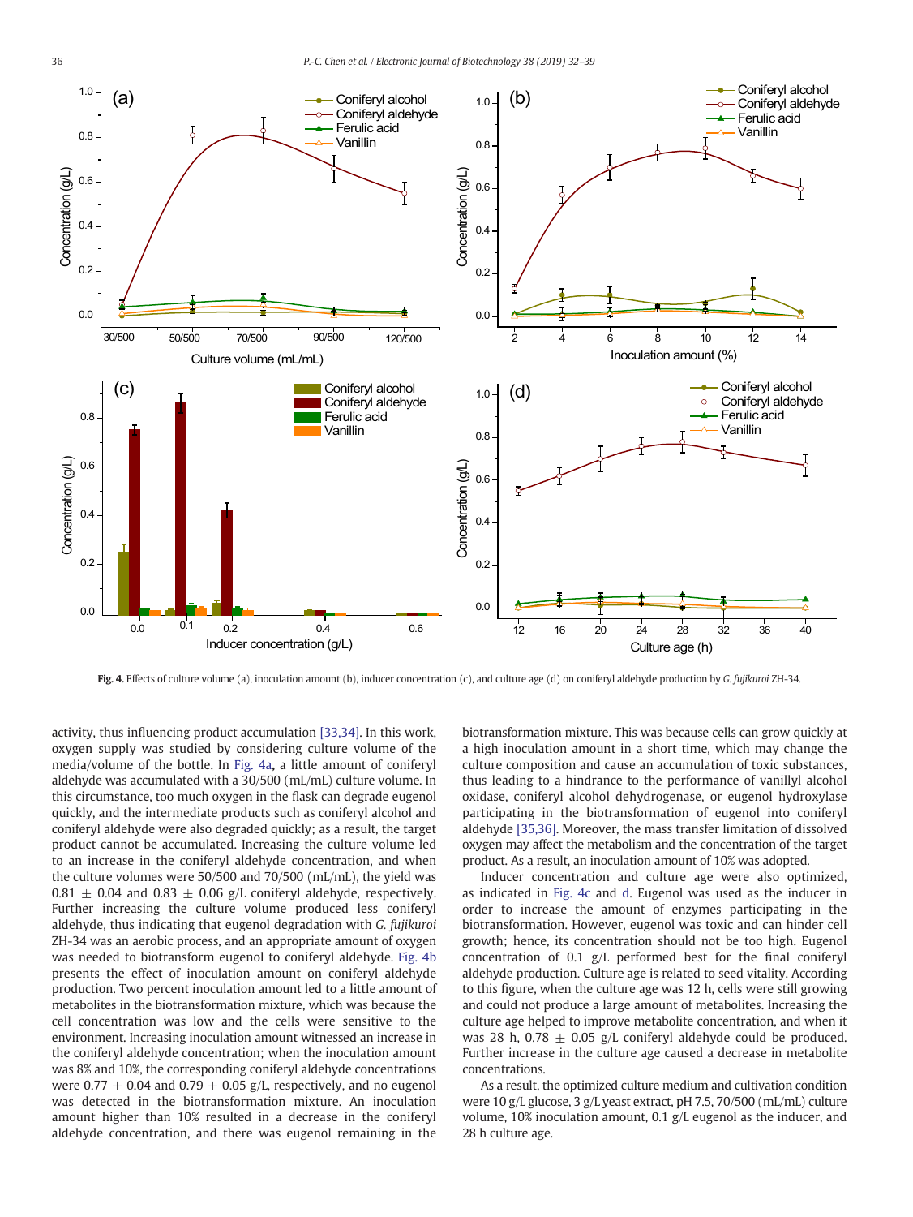**Fig. 4.** Effects of culture volume (a), inoculation amount (b), inducer concentration (c), and culture age (d) on coniferyl aldehyde production by *G. fujikuroi* ZH-34.

activity, thus influencing product accumulation [33,34]. In this work, oxygen supply was studied by considering culture volume of the media/volume of the bottle. In Fig. 4a, a little amount of coniferyl aldehyde was accumulated with a 30/500 (mL/mL) culture volume. In this circumstance, too much oxygen in the flask can degrade eugenol quickly, and the intermediate products such as coniferyl alcohol and coniferyl aldehyde were also degraded quickly; as a result, the target product cannot be accumulated. Increasing the culture volume led to an increase in the coniferyl aldehyde concentration, and when the culture volumes were 50/500 and 70/500 (mL/mL), the yield was 0.81 ± 0.04 and 0.83 ± 0.06 g/L coniferyl aldehyde, respectively. Further increasing the culture volume produced less coniferyl aldehyde, thus indicating that eugenol degradation with *G. fujikuroi* ZH-34 was an aerobic process, and an appropriate amount of oxygen was needed to biotransform eugenol to coniferyl aldehyde. Fig. 4b presents the effect of inoculation amount on coniferyl aldehyde production. Two percent inoculation amount led to a little amount of metabolites in the biotransformation mixture, which was because the cell concentration was low and the cells were sensitive to the environment. Increasing inoculation amount witnessed an increase in the coniferyl aldehyde concentration; when the inoculation amount was 8% and 10%, the corresponding coniferyl aldehyde concentrations were 0.77 ± 0.04 and 0.79 ± 0.05 g/L, respectively, and no eugenol was detected in the biotransformation mixture. An inoculation amount higher than 10% resulted in a decrease in the coniferyl aldehyde concentration, and there was eugenol remaining in the biotransformation mixture. This was because cells can grow quickly at a high inoculation amount in a short time, which may change the culture composition and cause an accumulation of toxic substances, thus leading to a hindrance to the performance of vanillyl alcohol oxidase, coniferyl alcohol dehydrogenase, or eugenol hydroxylase participating in the biotransformation of eugenol into coniferyl aldehyde [35,36]. Moreover, the mass transfer limitation of dissolved oxygen may affect the metabolism and the concentration of the target product. As a result, an inoculation amount of 10% was adopted.

Inducer concentration and culture age were also optimized, as indicated in Fig. 4c and d. Eugenol was used as the inducer in order to increase the amount of enzymes participating in the biotransformation. However, eugenol was toxic and can hinder cell growth; hence, its concentration should not be too high. Eugenol concentration of 0.1 g/L performed best for the final coniferyl aldehyde production. Culture age is related to seed vitality. According to this figure, when the culture age was 12 h, cells were still growing and could not produce a large amount of metabolites. Increasing the culture age helped to improve metabolite concentration, and when it was 28 h, 0.78 ± 0.05 g/L coniferyl aldehyde could be produced. Further increase in the culture age caused a decrease in metabolite concentrations.

As a result, the optimized culture medium and cultivation condition were 10 g/L glucose, 3 g/L yeast extract, pH 7.5, 70/500 (mL/mL) culture volume, 10% inoculation amount, 0.1 g/L eugenol as the inducer, and 28 h culture age.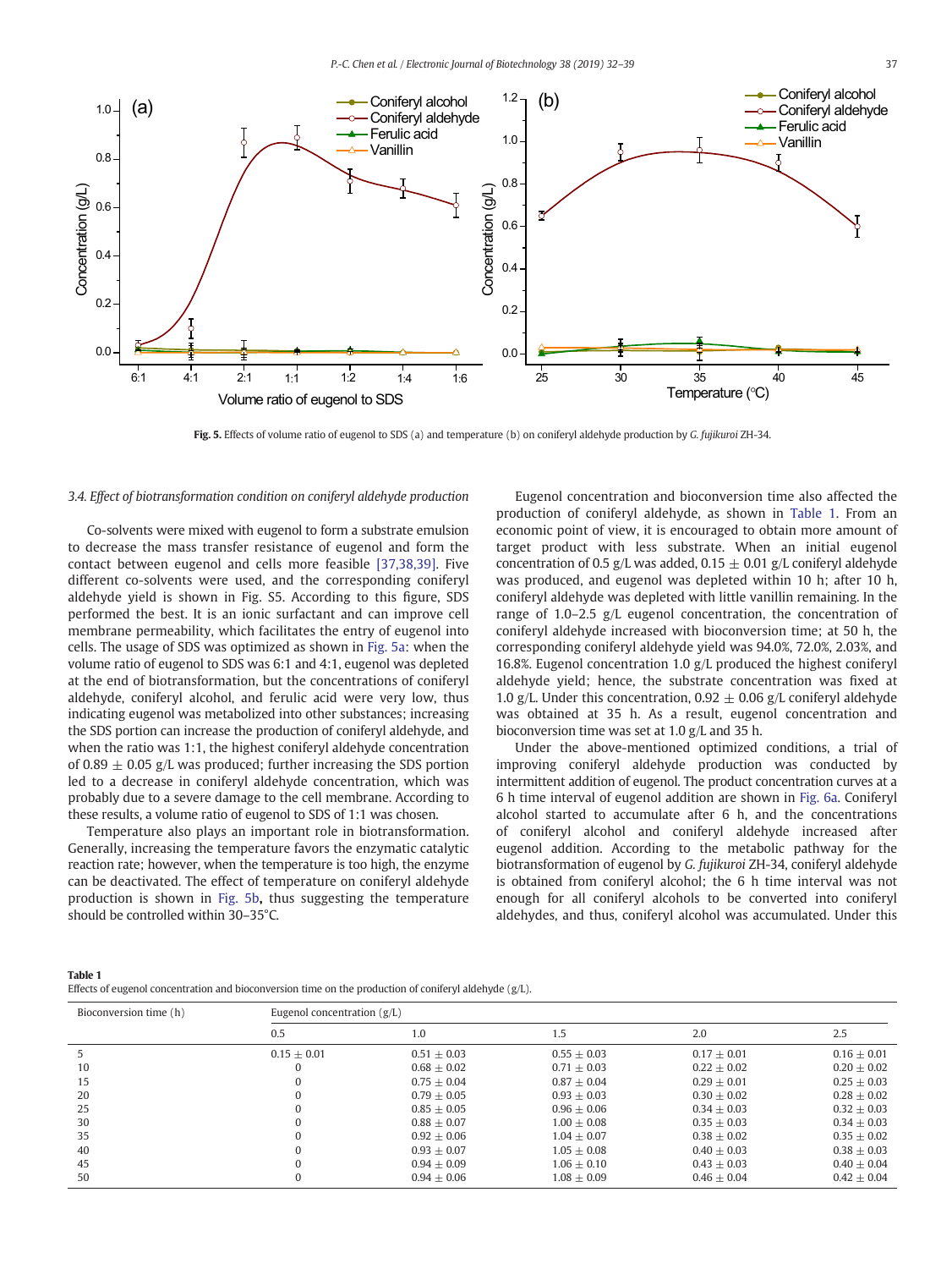Fig. 5. Effects of volume ratio of eugenol to SDS (a) and temperature (b) on coniferyl aldehyde production by *G. fujikuroi* ZH-34.

### 3.4. Effect of biotransformation condition on coniferyl aldehyde production

Co-solvents were mixed with eugenol to form a substrate emulsion to decrease the mass transfer resistance of eugenol and form the contact between eugenol and cells more feasible [37,38,39]. Five different co-solvents were used, and the corresponding coniferyl aldehyde yield is shown in Fig. S5. According to this figure, SDS performed the best. It is an ionic surfactant and can improve cell membrane permeability, which facilitates the entry of eugenol into cells. The usage of SDS was optimized as shown in Fig. 5a: when the volume ratio of eugenol to SDS was 6:1 and 4:1, eugenol was depleted at the end of biotransformation, but the concentrations of coniferyl aldehyde, coniferyl alcohol, and ferulic acid were very low, thus indicating eugenol was metabolized into other substances; increasing the SDS portion can increase the production of coniferyl aldehyde, and when the ratio was 1:1, the highest coniferyl aldehyde concentration of 0.89 ± 0.05 g/L was produced; further increasing the SDS portion led to a decrease in coniferyl aldehyde concentration, which was probably due to a severe damage to the cell membrane. According to these results, a volume ratio of eugenol to SDS of 1:1 was chosen.

Temperature also plays an important role in biotransformation. Generally, increasing the temperature favors the enzymatic catalytic reaction rate; however, when the temperature is too high, the enzyme can be deactivated. The effect of temperature on coniferyl aldehyde production is shown in Fig. 5b, thus suggesting the temperature should be controlled within 30–35°C.

Eugenol concentration and bioconversion time also affected the production of coniferyl aldehyde, as shown in Table 1. From an economic point of view, it is encouraged to obtain more amount of target product with less substrate. When an initial eugenol concentration of 0.5 g/L was added, 0.15 ± 0.01 g/L coniferyl aldehyde was produced, and eugenol was depleted within 10 h; after 10 h, coniferyl aldehyde was depleted with little vanillin remaining. In the range of 1.0–2.5 g/L eugenol concentration, the concentration of coniferyl aldehyde increased with bioconversion time; at 50 h, the corresponding coniferyl aldehyde yield was 94.0%, 72.0%, 2.03%, and 16.8%. Eugenol concentration 1.0 g/L produced the highest coniferyl aldehyde yield; hence, the substrate concentration was fixed at 1.0 g/L. Under this concentration, 0.92 ± 0.06 g/L coniferyl aldehyde was obtained at 35 h. As a result, eugenol concentration and bioconversion time was set at 1.0 g/L and 35 h.

Under the above-mentioned optimized conditions, a trial of improving coniferyl aldehyde production was conducted by intermittent addition of eugenol. The product concentration curves at a 6 h time interval of eugenol addition are shown in Fig. 6a. Coniferyl alcohol started to accumulate after 6 h, and the concentrations of coniferyl alcohol and coniferyl aldehyde increased after eugenol addition. According to the metabolic pathway for the biotransformation of eugenol by *G. fujikuroi* ZH-34, coniferyl aldehyde is obtained from coniferyl alcohol; the 6 h time interval was not enough for all coniferyl alcohols to be converted into coniferyl aldehydes, and thus, coniferyl alcohol was accumulated. Under this

**Table 1**
Effects of eugenol concentration and bioconversion time on the production of coniferyl aldehyde (g/L).

| Bioconversion time (h) | Eugenol concentration (g/L) | | | | |
|---|---|---|---|---|---|
| | 0.5 | 1.0 | 1.5 | 2.0 | 2.5 |
| 5 | 0.15 ± 0.01 | 0.51 ± 0.03 | 0.55 ± 0.03 | 0.17 ± 0.01 | 0.16 ± 0.01 |
| 10 | 0 | 0.68 ± 0.02 | 0.71 ± 0.03 | 0.22 ± 0.02 | 0.20 ± 0.02 |
| 15 | 0 | 0.75 ± 0.04 | 0.87 ± 0.04 | 0.29 ± 0.01 | 0.25 ± 0.03 |
| 20 | 0 | 0.79 ± 0.05 | 0.93 ± 0.03 | 0.30 ± 0.02 | 0.28 ± 0.02 |
| 25 | 0 | 0.85 ± 0.05 | 0.96 ± 0.06 | 0.34 ± 0.03 | 0.32 ± 0.03 |
| 30 | 0 | 0.88 ± 0.07 | 1.00 ± 0.08 | 0.35 ± 0.03 | 0.34 ± 0.03 |
| 35 | 0 | 0.92 ± 0.06 | 1.04 ± 0.07 | 0.38 ± 0.02 | 0.35 ± 0.02 |
| 40 | 0 | 0.93 ± 0.07 | 1.05 ± 0.08 | 0.40 ± 0.03 | 0.38 ± 0.03 |
| 45 | 0 | 0.94 ± 0.09 | 1.06 ± 0.10 | 0.43 ± 0.03 | 0.40 ± 0.04 |
| 50 | 0 | 0.94 ± 0.06 | 1.08 ± 0.09 | 0.46 ± 0.04 | 0.42 ± 0.04 |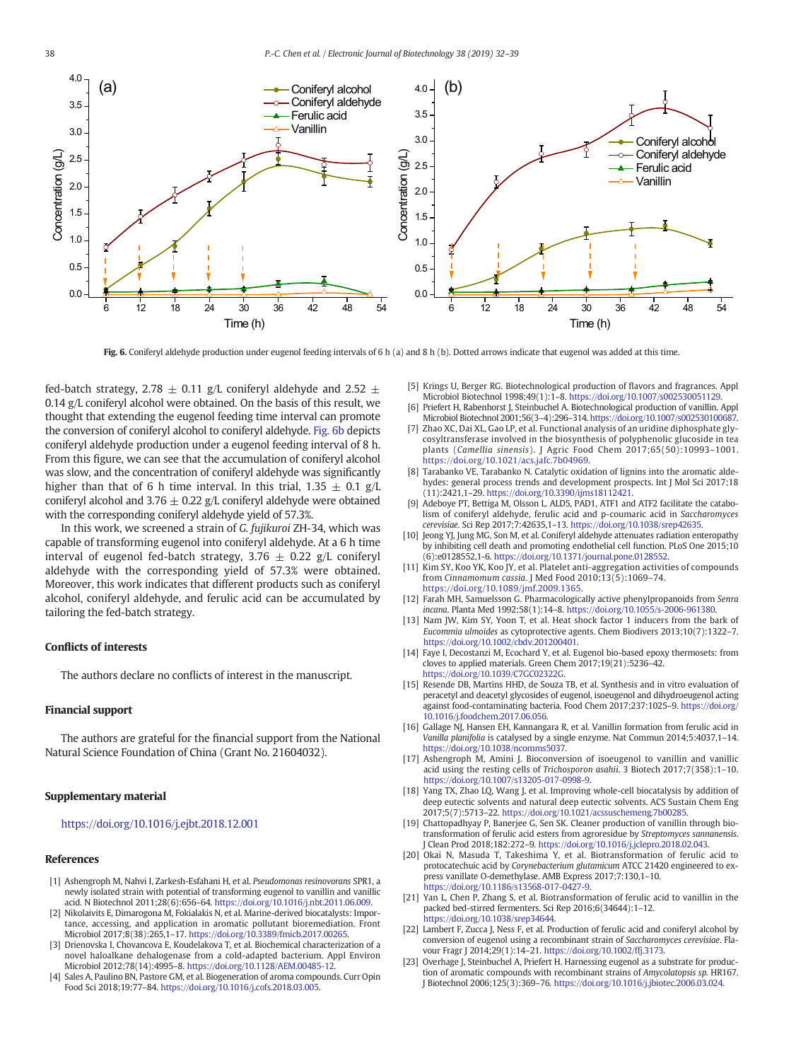Fig. 6. Coniferyl aldehyde production under eugenol feeding intervals of 6 h (a) and 8 h (b). Dotted arrows indicate that eugenol was added at this time.

fed-batch strategy, 2.78 ± 0.11 g/L coniferyl aldehyde and 2.52 ± 0.14 g/L coniferyl alcohol were obtained. On the basis of this result, we thought that extending the eugenol feeding time interval can promote the conversion of coniferyl alcohol to coniferyl aldehyde. Fig. 6b depicts coniferyl aldehyde production under a eugenol feeding interval of 8 h. From this figure, we can see that the accumulation of coniferyl alcohol was slow, and the concentration of coniferyl aldehyde was significantly higher than that of 6 h time interval. In this trial, 1.35 ± 0.1 g/L coniferyl alcohol and 3.76 ± 0.22 g/L coniferyl aldehyde were obtained with the corresponding coniferyl aldehyde yield of 57.3%.

In this work, we screened a strain of *G. fujikuroi* ZH-34, which was capable of transforming eugenol into coniferyl aldehyde. At a 6 h time interval of eugenol fed-batch strategy, 3.76 ± 0.22 g/L coniferyl aldehyde with the corresponding yield of 57.3% were obtained. Moreover, this work indicates that different products such as coniferyl alcohol, coniferyl aldehyde, and ferulic acid can be accumulated by tailoring the fed-batch strategy.

## Conflicts of interests

The authors declare no conflicts of interest in the manuscript.

## Financial support

The authors are grateful for the financial support from the National Natural Science Foundation of China (Grant No. 21604032).

## Supplementary material

https://doi.org/10.1016/j.ejbt.2018.12.001

## References

[1] Ashengroph M, Nahvi I, Zarkesh-Esfahani H, et al. *Pseudomonas resinovorans* SPR1, a newly isolated strain with potential of transforming eugenol to vanillin and vanillic acid. N Biotechnol 2011;28(6):656–64. https://doi.org/10.1016/j.nbt.2011.06.009.

[2] Nikolaivits E, Dimarogona M, Fokialakis N, et al. Marine-derived biocatalysts: Importance, accessing, and application in aromatic pollutant bioremediation. Front Microbiol 2017;8(38):265,1–17. https://doi.org/10.3389/fmicb.2017.00265.

[3] Drienovska I, Chovancova E, Koudelakova T, et al. Biochemical characterization of a novel haloalkane dehalogenase from a cold-adapted bacterium. Appl Environ Microbiol 2012;78(14):4995–8. https://doi.org/10.1128/AEM.00485-12.

[4] Sales A, Paulino BN, Pastore GM, et al. Biogeneration of aroma compounds. Curr Opin Food Sci 2018;19:77–84. https://doi.org/10.1016/j.cofs.2018.03.005.

[5] Krings U, Berger RG. Biotechnological production of flavors and fragrances. Appl Microbiol Biotechnol 1998;49(1):1–8. https://doi.org/10.1007/s002530051129.

[6] Priefert H, Rabenhorst J, Steinbuchel A. Biotechnological production of vanillin. Appl Microbiol Biotechnol 2001;56(3–4):296–314. https://doi.org/10.1007/s002530100687.

[7] Zhao XC, Dai XL, Gao LP, et al. Functional analysis of an uridine diphosphate glycosyltransferase involved in the biosynthesis of polyphenolic glucoside in tea plants (*Camellia sinensis*). J Agric Food Chem 2017;65(50):10993–1001. https://doi.org/10.1021/acs.jafc.7b04969.

[8] Tarabanko VE, Tarabanko N. Catalytic oxidation of lignins into the aromatic aldehydes: general process trends and development prospects. Int J Mol Sci 2017;18(11):2421,1–29. https://doi.org/10.3390/ijms18112421.

[9] Adeboye PT, Bettiga M, Olsson L. ALD5, PAD1, ATF1 and ATF2 facilitate the catabolism of coniferyl aldehyde, ferulic acid and p-coumaric acid in *Saccharomyces cerevisiae*. Sci Rep 2017;7:42635,1–13. https://doi.org/10.1038/srep42635.

[10] Jeong YJ, Jung MG, Son M, et al. Coniferyl aldehyde attenuates radiation enteropathy by inhibiting cell death and promoting endothelial cell function. PLoS One 2015;10(6):e0128552,1-6. https://doi.org/10.1371/journal.pone.0128552.

[11] Kim SY, Koo YK, Koo JY, et al. Platelet anti-aggregation activities of compounds from *Cinnamomum cassia*. J Med Food 2010;13(5):1069–74. https://doi.org/10.1089/jmf.2009.1365.

[12] Farah MH, Samuelsson G. Pharmacologically active phenylpropanoids from *Senra incana*. Planta Med 1992;58(1):14–8. https://doi.org/10.1055/s-2006-961380.

[13] Nam JW, Kim SY, Yoon T, et al. Heat shock factor 1 inducers from the bark of *Eucommia ulmoides* as cytoprotective agents. Chem Biodivers 2013;10(7):1322–7. https://doi.org/10.1002/cbdv.201200401.

[14] Faye I, Decostanzi M, Ecochard Y, et al. Eugenol bio-based epoxy thermosets: from cloves to applied materials. Green Chem 2017;19(21):5236–42. https://doi.org/10.1039/C7GC02322G.

[15] Resende DB, Martins HHD, de Souza TB, et al. Synthesis and in vitro evaluation of peracetyl and deacetyl glycosides of eugenol, isoeugenol and dihydroeugenol acting against food-contaminating bacteria. Food Chem 2017;237:1025–9. https://doi.org/10.1016/j.foodchem.2017.06.056.

[16] Gallage NJ, Hansen EH, Kannangara R, et al. Vanillin formation from ferulic acid in *Vanilla planifolia* is catalysed by a single enzyme. Nat Commun 2014;5:4037,1–14. https://doi.org/10.1038/ncomms5037.

[17] Ashengroph M, Amini J. Bioconversion of isoeugenol to vanillin and vanillic acid using the resting cells of *Trichosporon asahii*. 3 Biotech 2017;7(358):1–10. https://doi.org/10.1007/s13205-017-0998-9.

[18] Yang TX, Zhao LQ, Wang J, et al. Improving whole-cell biocatalysis by addition of deep eutectic solvents and natural deep eutectic solvents. ACS Sustain Chem Eng 2017;5(7):5713–22. https://doi.org/10.1021/acssuschemeng.7b00285.

[19] Chattopadhyay P, Banerjee G, Sen SK. Cleaner production of vanillin through biotransformation of ferulic acid esters from agroresidue by *Streptomyces sannanensis*. J Clean Prod 2018;182:272–9. https://doi.org/10.1016/j.jclepro.2018.02.043.

[20] Okai N, Masuda T, Takeshima Y, et al. Biotransformation of ferulic acid to protocatechuic acid by *Corynebacterium glutamicum* ATCC 21420 engineered to express vanillate O-demethylase. AMB Express 2017;7:130,1–10. https://doi.org/10.1186/s13568-017-0427-9.

[21] Yan L, Chen P, Zhang S, et al. Biotransformation of ferulic acid to vanillin in the packed bed-stirred fermenters. Sci Rep 2016;6(34644):1–12. https://doi.org/10.1038/srep34644.

[22] Lambert F, Zucca J, Ness F, et al. Production of ferulic acid and coniferyl alcohol by conversion of eugenol using a recombinant strain of *Saccharomyces cerevisiae*. Flavour Fragr J 2014;29(1):14–21. https://doi.org/10.1002/ffj.3173.

[23] Overhage J, Steinbuchel A, Priefert H. Harnessing eugenol as a substrate for production of aromatic compounds with recombinant strains of *Amycolatopsis sp.* HR167. J Biotechnol 2006;125(3):369–76. https://doi.org/10.1016/j.jbiotec.2006.03.024.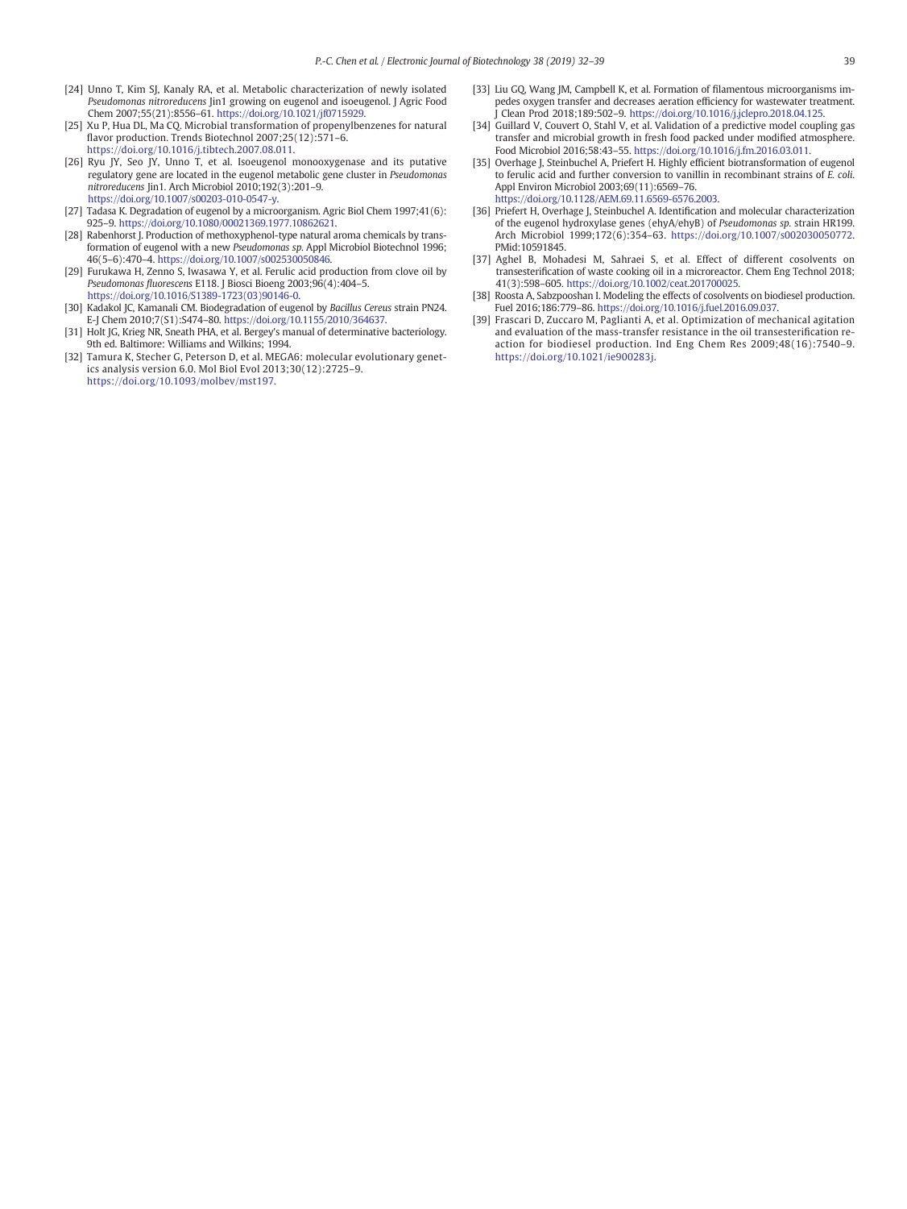[24] Unno T, Kim SJ, Kanaly RA, et al. Metabolic characterization of newly isolated *Pseudomonas nitroreducens* Jin1 growing on eugenol and isoeugenol. J Agric Food Chem 2007;55(21):8556–61. https://doi.org/10.1021/jf0715929.

[25] Xu P, Hua DL, Ma CQ. Microbial transformation of propenylbenzenes for natural flavor production. Trends Biotechnol 2007;25(12):571–6. https://doi.org/10.1016/j.tibtech.2007.08.011.

[26] Ryu JY, Seo JY, Unno T, et al. Isoeugenol monooxygenase and its putative regulatory gene are located in the eugenol metabolic gene cluster in *Pseudomonas nitroreducens* Jin1. Arch Microbiol 2010;192(3):201–9. https://doi.org/10.1007/s00203-010-0547-y.

[27] Tadasa K. Degradation of eugenol by a microorganism. Agric Biol Chem 1997;41(6): 925–9. https://doi.org/10.1080/00021369.1977.10862621.

[28] Rabenhorst J. Production of methoxyphenol-type natural aroma chemicals by transformation of eugenol with a new *Pseudomonas sp.* Appl Microbiol Biotechnol 1996; 46(5–6):470–4. https://doi.org/10.1007/s002530050846.

[29] Furukawa H, Zenno S, Iwasawa Y, et al. Ferulic acid production from clove oil by *Pseudomonas fluorescens* E118. J Biosci Bioeng 2003;96(4):404–5. https://doi.org/10.1016/S1389-1723(03)90146-0.

[30] Kadakol JC, Kamanali CM. Biodegradation of eugenol by *Bacillus Cereus* strain PN24. E-J Chem 2010;7(S1):S474–80. https://doi.org/10.1155/2010/364637.

[31] Holt JG, Krieg NR, Sneath PHA, et al. Bergey's manual of determinative bacteriology. 9th ed. Baltimore: Williams and Wilkins; 1994.

[32] Tamura K, Stecher G, Peterson D, et al. MEGA6: molecular evolutionary genetics analysis version 6.0. Mol Biol Evol 2013;30(12):2725–9. https://doi.org/10.1093/molbev/mst197.

[33] Liu GQ, Wang JM, Campbell K, et al. Formation of filamentous microorganisms impedes oxygen transfer and decreases aeration efficiency for wastewater treatment. J Clean Prod 2018;189:502–9. https://doi.org/10.1016/j.jclepro.2018.04.125.

[34] Guillard V, Couvert O, Stahl V, et al. Validation of a predictive model coupling gas transfer and microbial growth in fresh food packed under modified atmosphere. Food Microbiol 2016;58:43–55. https://doi.org/10.1016/j.fm.2016.03.011.

[35] Overhage J, Steinbuchel A, Priefert H. Highly efficient biotransformation of eugenol to ferulic acid and further conversion to vanillin in recombinant strains of *E. coli*. Appl Environ Microbiol 2003;69(11):6569–76. https://doi.org/10.1128/AEM.69.11.6569-6576.2003.

[36] Priefert H, Overhage J, Steinbuchel A. Identification and molecular characterization of the eugenol hydroxylase genes (ehyA/ehyB) of *Pseudomonas sp.* strain HR199. Arch Microbiol 1999;172(6):354–63. https://doi.org/10.1007/s002030050772. PMid:10591845.

[37] Aghel B, Mohadesi M, Sahraei S, et al. Effect of different cosolvents on transesterification of waste cooking oil in a microreactor. Chem Eng Technol 2018; 41(3):598–605. https://doi.org/10.1002/ceat.201700025.

[38] Roosta A, Sabzpooshan I. Modeling the effects of cosolvents on biodiesel production. Fuel 2016;186:779–86. https://doi.org/10.1016/j.fuel.2016.09.037.

[39] Frascari D, Zuccaro M, Paglianti A, et al. Optimization of mechanical agitation and evaluation of the mass-transfer resistance in the oil transesterification reaction for biodiesel production. Ind Eng Chem Res 2009;48(16):7540–9. https://doi.org/10.1021/ie900283j.